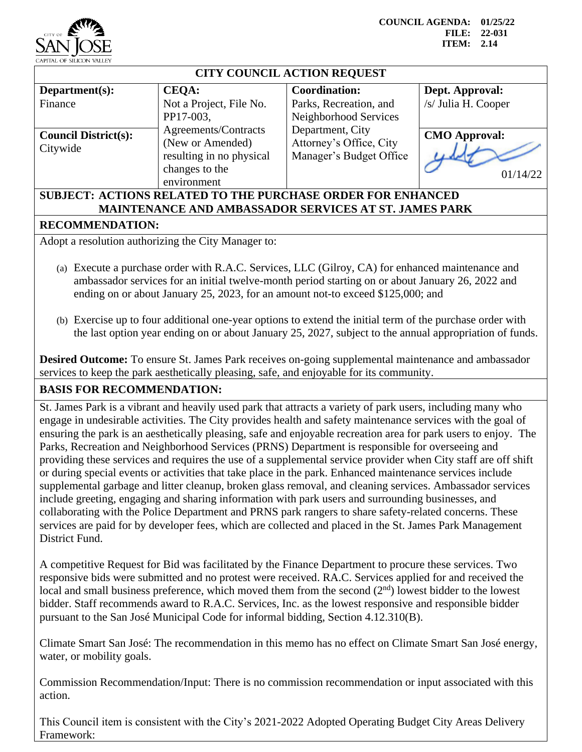CITY OF SAN JOSE
CAPITAL OF SILICON VALLEY

**COUNCIL AGENDA: 01/25/22**
**FILE: 22-031**
**ITEM: 2.14**

## CITY COUNCIL ACTION REQUEST

| **Department(s):** Finance | **CEQA:** Not a Project, File No. PP17-003, Agreements/Contracts (New or Amended) resulting in no physical changes to the environment | **Coordination:** Parks, Recreation, and Neighborhood Services Department, City Attorney's Office, City Manager's Budget Office | **Dept. Approval:** /s/ Julia H. Cooper |
|---|---|---|---|
| **Council District(s):** Citywide | | | **CMO Approval:** 01/14/22 |

**SUBJECT: ACTIONS RELATED TO THE PURCHASE ORDER FOR ENHANCED MAINTENANCE AND AMBASSADOR SERVICES AT ST. JAMES PARK**

**RECOMMENDATION:**

Adopt a resolution authorizing the City Manager to:

(a) Execute a purchase order with R.A.C. Services, LLC (Gilroy, CA) for enhanced maintenance and ambassador services for an initial twelve-month period starting on or about January 26, 2022 and ending on or about January 25, 2023, for an amount not-to exceed $125,000; and

(b) Exercise up to four additional one-year options to extend the initial term of the purchase order with the last option year ending on or about January 25, 2027, subject to the annual appropriation of funds.

**Desired Outcome:** To ensure St. James Park receives on-going supplemental maintenance and ambassador services to keep the park aesthetically pleasing, safe, and enjoyable for its community.

**BASIS FOR RECOMMENDATION:**

St. James Park is a vibrant and heavily used park that attracts a variety of park users, including many who engage in undesirable activities. The City provides health and safety maintenance services with the goal of ensuring the park is an aesthetically pleasing, safe and enjoyable recreation area for park users to enjoy. The Parks, Recreation and Neighborhood Services (PRNS) Department is responsible for overseeing and providing these services and requires the use of a supplemental service provider when City staff are off shift or during special events or activities that take place in the park. Enhanced maintenance services include supplemental garbage and litter cleanup, broken glass removal, and cleaning services. Ambassador services include greeting, engaging and sharing information with park users and surrounding businesses, and collaborating with the Police Department and PRNS park rangers to share safety-related concerns. These services are paid for by developer fees, which are collected and placed in the St. James Park Management District Fund.

A competitive Request for Bid was facilitated by the Finance Department to procure these services. Two responsive bids were submitted and no protest were received. RA.C. Services applied for and received the local and small business preference, which moved them from the second (2nd) lowest bidder to the lowest bidder. Staff recommends award to R.A.C. Services, Inc. as the lowest responsive and responsible bidder pursuant to the San José Municipal Code for informal bidding, Section 4.12.310(B).

Climate Smart San José: The recommendation in this memo has no effect on Climate Smart San José energy, water, or mobility goals.

Commission Recommendation/Input: There is no commission recommendation or input associated with this action.

This Council item is consistent with the City's 2021-2022 Adopted Operating Budget City Areas Delivery Framework: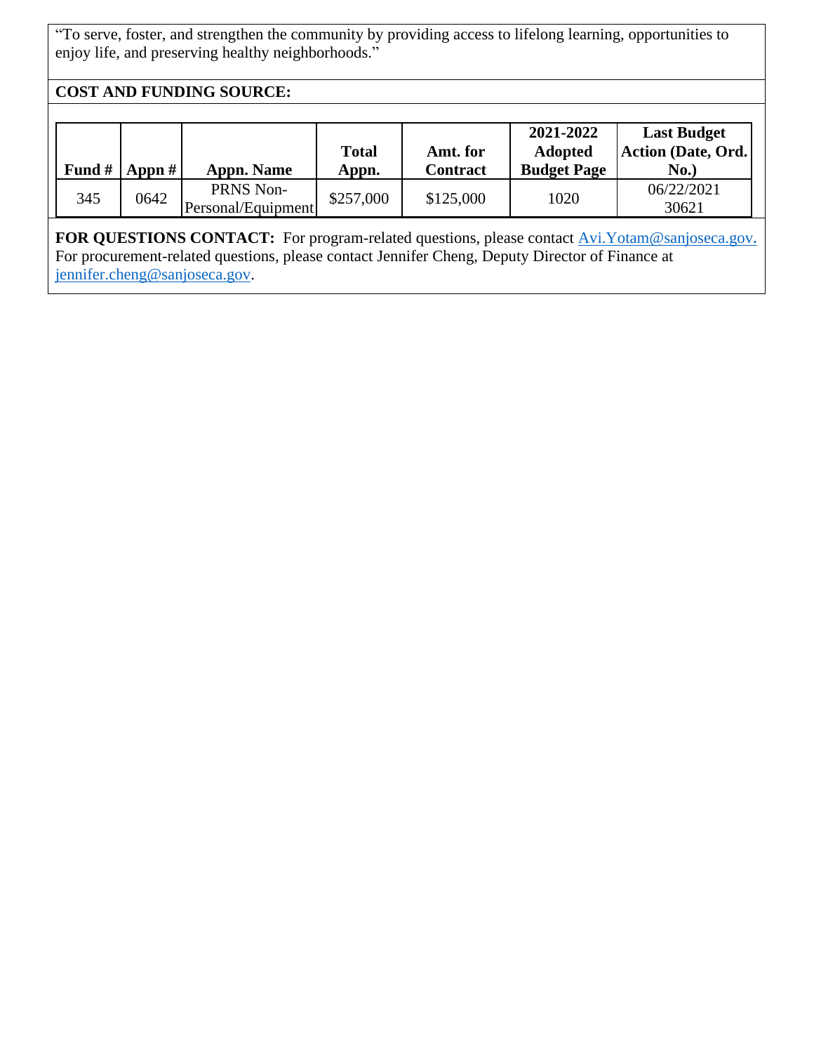"To serve, foster, and strengthen the community by providing access to lifelong learning, opportunities to enjoy life, and preserving healthy neighborhoods."

**COST AND FUNDING SOURCE:**

| Fund # | Appn # | Appn. Name | Total Appn. | Amt. for Contract | 2021-2022 Adopted Budget Page | Last Budget Action (Date, Ord. No.) |
|---|---|---|---|---|---|---|
| 345 | 0642 | PRNS Non-Personal/Equipment | $257,000 | $125,000 | 1020 | 06/22/2021 30621 |

**FOR QUESTIONS CONTACT:** For program-related questions, please contact Avi.Yotam@sanjoseca.gov. For procurement-related questions, please contact Jennifer Cheng, Deputy Director of Finance at jennifer.cheng@sanjoseca.gov.